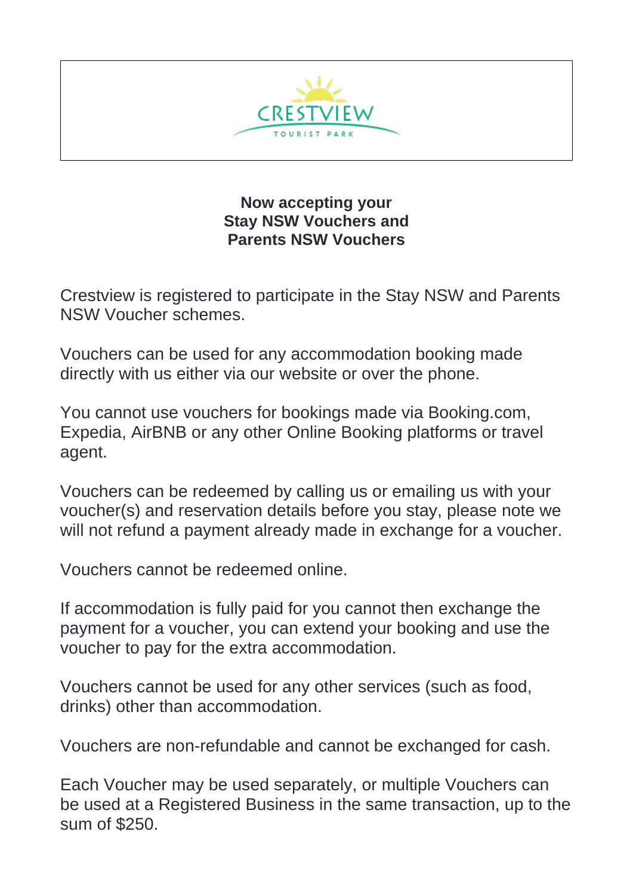CRESTVIEW

TOURIST PARK

**Now accepting your**
**Stay NSW Vouchers and**
**Parents NSW Vouchers**

Crestview is registered to participate in the Stay NSW and Parents NSW Voucher schemes.

Vouchers can be used for any accommodation booking made directly with us either via our website or over the phone.

You cannot use vouchers for bookings made via Booking.com, Expedia, AirBNB or any other Online Booking platforms or travel agent.

Vouchers can be redeemed by calling us or emailing us with your voucher(s) and reservation details before you stay, please note we will not refund a payment already made in exchange for a voucher.

Vouchers cannot be redeemed online.

If accommodation is fully paid for you cannot then exchange the payment for a voucher, you can extend your booking and use the voucher to pay for the extra accommodation.

Vouchers cannot be used for any other services (such as food, drinks) other than accommodation.

Vouchers are non-refundable and cannot be exchanged for cash.

Each Voucher may be used separately, or multiple Vouchers can be used at a Registered Business in the same transaction, up to the sum of $250.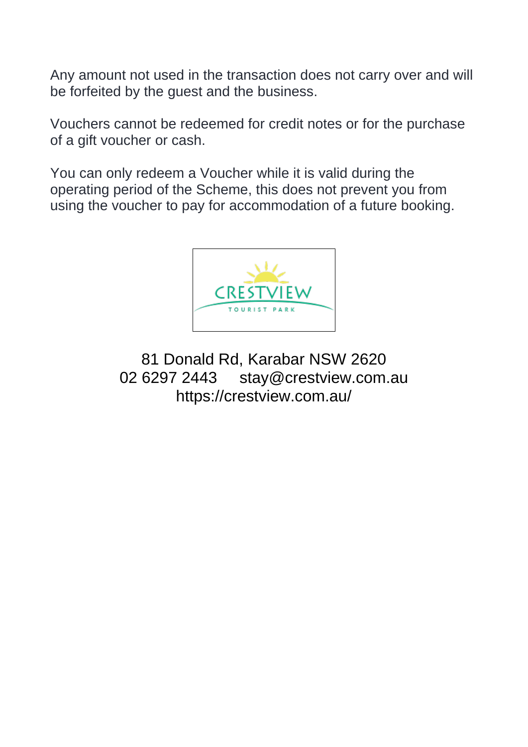Any amount not used in the transaction does not carry over and will be forfeited by the guest and the business.

Vouchers cannot be redeemed for credit notes or for the purchase of a gift voucher or cash.

You can only redeem a Voucher while it is valid during the operating period of the Scheme, this does not prevent you from using the voucher to pay for accommodation of a future booking.

CRESTVIEW
TOURIST PARK

81 Donald Rd, Karabar NSW 2620
02 6297 2443     stay@crestview.com.au
https://crestview.com.au/